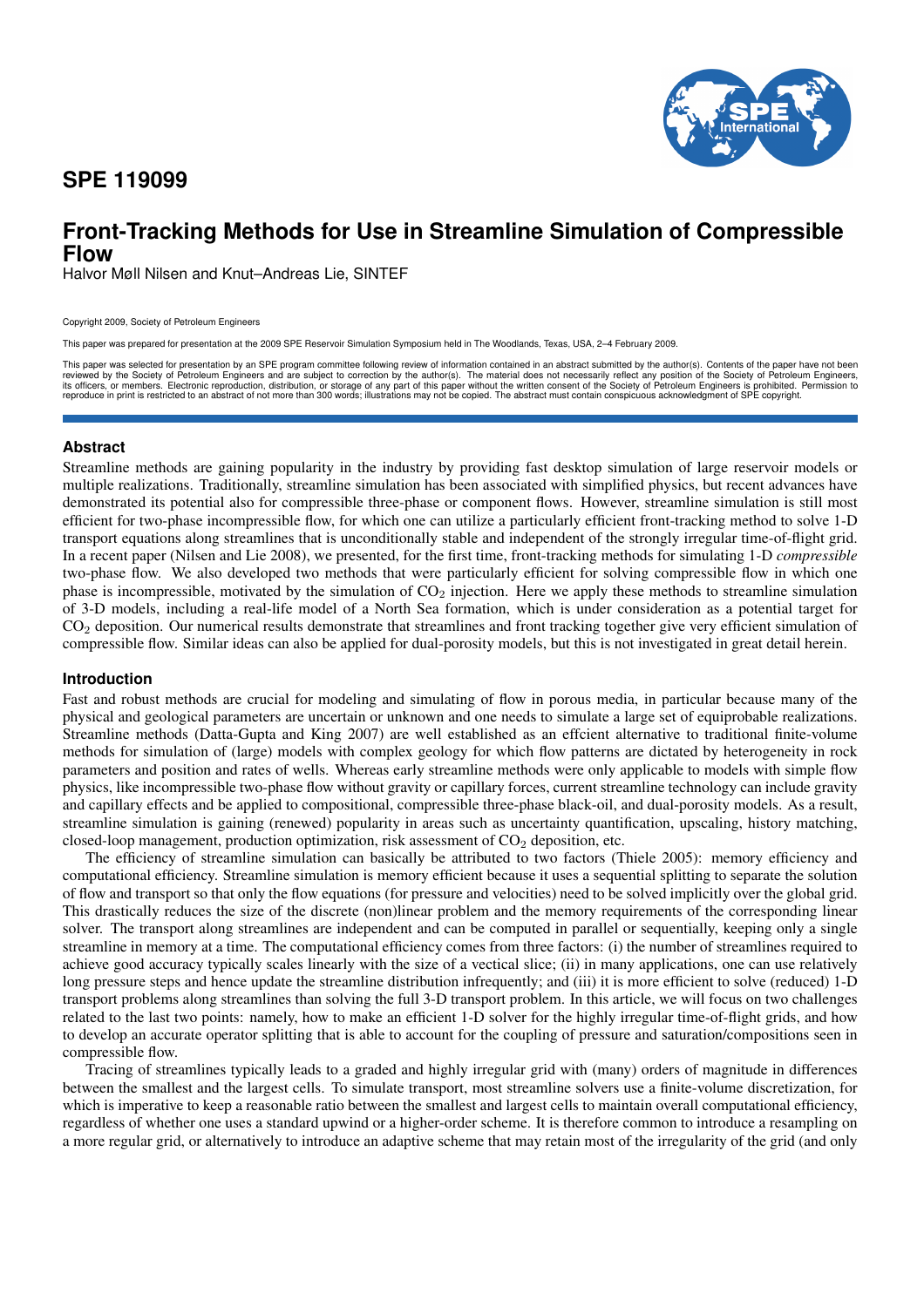# SPE 119099

# Front-Tracking Methods for Use in Streamline Simulation of Compressible Flow

Halvor Møll Nilsen and Knut–Andreas Lie, SINTEF

Copyright 2009, Society of Petroleum Engineers

This paper was prepared for presentation at the 2009 SPE Reservoir Simulation Symposium held in The Woodlands, Texas, USA, 2–4 February 2009.

This paper was selected for presentation by an SPE program committee following review of information contained in an abstract submitted by the author(s). Contents of the paper have not been reviewed by the Society of Petroleum Engineers and are subject to correction by the author(s). The material does not necessarily reflect any position of the Society of Petroleum Engineers, its officers, or members. Electronic reproduction, distribution, or storage of any part of this paper without the written consent of the Society of Petroleum Engineers is prohibited. Permission to reproduce in print is restricted to an abstract of not more than 300 words; illustrations may not be copied. The abstract must contain conspicuous acknowledgment of SPE copyright.

## Abstract

Streamline methods are gaining popularity in the industry by providing fast desktop simulation of large reservoir models or multiple realizations. Traditionally, streamline simulation has been associated with simplified physics, but recent advances have demonstrated its potential also for compressible three-phase or component flows. However, streamline simulation is still most efficient for two-phase incompressible flow, for which one can utilize a particularly efficient front-tracking method to solve 1-D transport equations along streamlines that is unconditionally stable and independent of the strongly irregular time-of-flight grid. In a recent paper (Nilsen and Lie 2008), we presented, for the first time, front-tracking methods for simulating 1-D *compressible* two-phase flow. We also developed two methods that were particularly efficient for solving compressible flow in which one phase is incompressible, motivated by the simulation of $CO_2$ injection. Here we apply these methods to streamline simulation of 3-D models, including a real-life model of a North Sea formation, which is under consideration as a potential target for $CO_2$ deposition. Our numerical results demonstrate that streamlines and front tracking together give very efficient simulation of compressible flow. Similar ideas can also be applied for dual-porosity models, but this is not investigated in great detail herein.

## Introduction

Fast and robust methods are crucial for modeling and simulating of flow in porous media, in particular because many of the physical and geological parameters are uncertain or unknown and one needs to simulate a large set of equiprobable realizations. Streamline methods (Datta-Gupta and King 2007) are well established as an effcient alternative to traditional finite-volume methods for simulation of (large) models with complex geology for which flow patterns are dictated by heterogeneity in rock parameters and position and rates of wells. Whereas early streamline methods were only applicable to models with simple flow physics, like incompressible two-phase flow without gravity or capillary forces, current streamline technology can include gravity and capillary effects and be applied to compositional, compressible three-phase black-oil, and dual-porosity models. As a result, streamline simulation is gaining (renewed) popularity in areas such as uncertainty quantification, upscaling, history matching, closed-loop management, production optimization, risk assessment of $CO_2$ deposition, etc.

The efficiency of streamline simulation can basically be attributed to two factors (Thiele 2005): memory efficiency and computational efficiency. Streamline simulation is memory efficient because it uses a sequential splitting to separate the solution of flow and transport so that only the flow equations (for pressure and velocities) need to be solved implicitly over the global grid. This drastically reduces the size of the discrete (non)linear problem and the memory requirements of the corresponding linear solver. The transport along streamlines are independent and can be computed in parallel or sequentially, keeping only a single streamline in memory at a time. The computational efficiency comes from three factors: (i) the number of streamlines required to achieve good accuracy typically scales linearly with the size of a vectical slice; (ii) in many applications, one can use relatively long pressure steps and hence update the streamline distribution infrequently; and (iii) it is more efficient to solve (reduced) 1-D transport problems along streamlines than solving the full 3-D transport problem. In this article, we will focus on two challenges related to the last two points: namely, how to make an efficient 1-D solver for the highly irregular time-of-flight grids, and how to develop an accurate operator splitting that is able to account for the coupling of pressure and saturation/compositions seen in compressible flow.

Tracing of streamlines typically leads to a graded and highly irregular grid with (many) orders of magnitude in differences between the smallest and the largest cells. To simulate transport, most streamline solvers use a finite-volume discretization, for which is imperative to keep a reasonable ratio between the smallest and largest cells to maintain overall computational efficiency, regardless of whether one uses a standard upwind or a higher-order scheme. It is therefore common to introduce a resampling on a more regular grid, or alternatively to introduce an adaptive scheme that may retain most of the irregularity of the grid (and only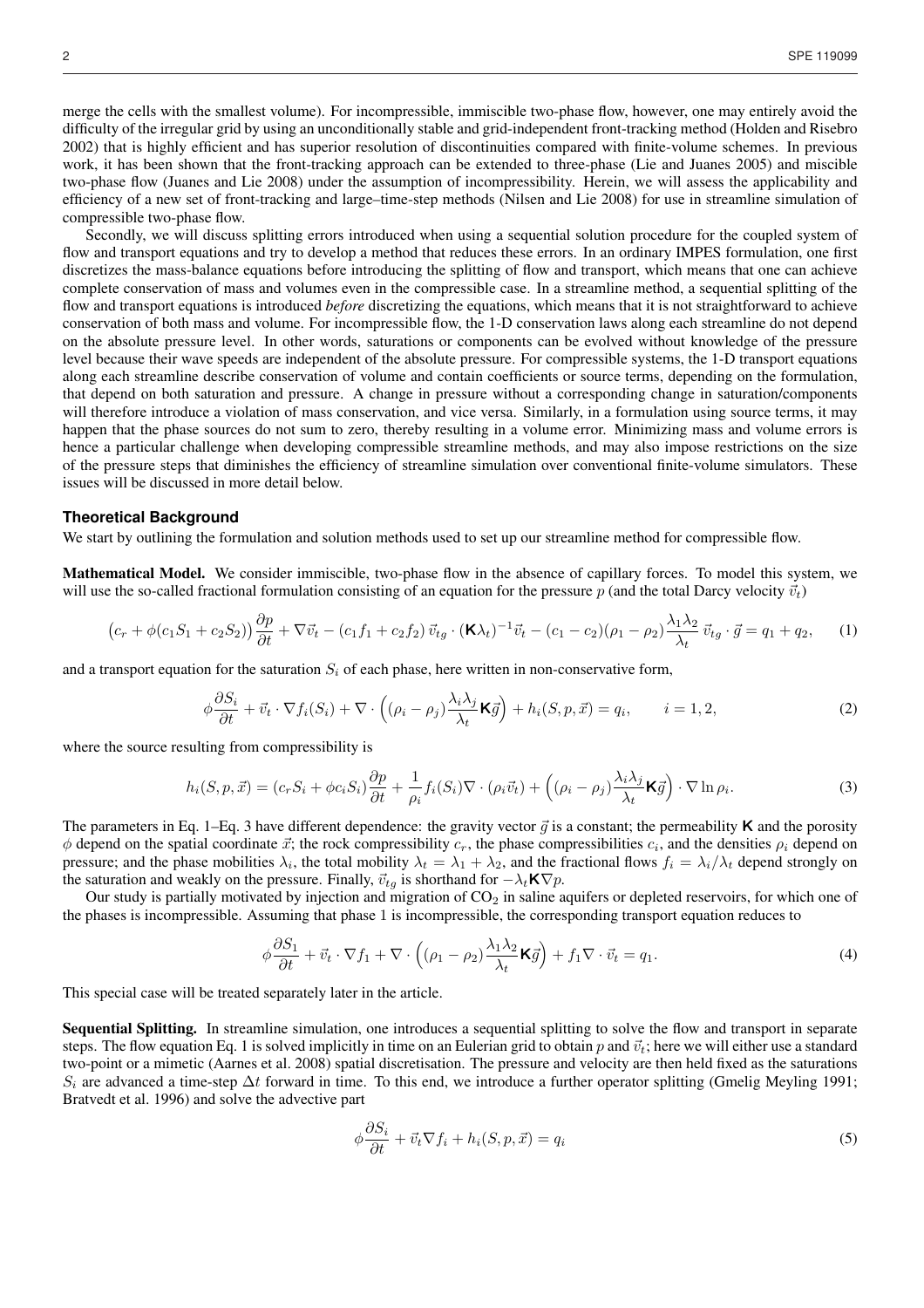merge the cells with the smallest volume). For incompressible, immiscible two-phase flow, however, one may entirely avoid the difficulty of the irregular grid by using an unconditionally stable and grid-independent front-tracking method (Holden and Risebro 2002) that is highly efficient and has superior resolution of discontinuities compared with finite-volume schemes. In previous work, it has been shown that the front-tracking approach can be extended to three-phase (Lie and Juanes 2005) and miscible two-phase flow (Juanes and Lie 2008) under the assumption of incompressibility. Herein, we will assess the applicability and efficiency of a new set of front-tracking and large–time-step methods (Nilsen and Lie 2008) for use in streamline simulation of compressible two-phase flow.

Secondly, we will discuss splitting errors introduced when using a sequential solution procedure for the coupled system of flow and transport equations and try to develop a method that reduces these errors. In an ordinary IMPES formulation, one first discretizes the mass-balance equations before introducing the splitting of flow and transport, which means that one can achieve complete conservation of mass and volumes even in the compressible case. In a streamline method, a sequential splitting of the flow and transport equations is introduced *before* discretizing the equations, which means that it is not straightforward to achieve conservation of both mass and volume. For incompressible flow, the 1-D conservation laws along each streamline do not depend on the absolute pressure level. In other words, saturations or components can be evolved without knowledge of the pressure level because their wave speeds are independent of the absolute pressure. For compressible systems, the 1-D transport equations along each streamline describe conservation of volume and contain coefficients or source terms, depending on the formulation, that depend on both saturation and pressure. A change in pressure without a corresponding change in saturation/components will therefore introduce a violation of mass conservation, and vice versa. Similarly, in a formulation using source terms, it may happen that the phase sources do not sum to zero, thereby resulting in a volume error. Minimizing mass and volume errors is hence a particular challenge when developing compressible streamline methods, and may also impose restrictions on the size of the pressure steps that diminishes the efficiency of streamline simulation over conventional finite-volume simulators. These issues will be discussed in more detail below.

## Theoretical Background

We start by outlining the formulation and solution methods used to set up our streamline method for compressible flow.

**Mathematical Model.** We consider immiscible, two-phase flow in the absence of capillary forces. To model this system, we will use the so-called fractional formulation consisting of an equation for the pressure $p$ (and the total Darcy velocity $\vec{v}_t$)

$$\left(c_r + \phi(c_1 S_1 + c_2 S_2)\right)\frac{\partial p}{\partial t} + \nabla \vec{v}_t - (c_1 f_1 + c_2 f_2)\,\vec{v}_{tg}\cdot(\mathbf{K}\lambda_t)^{-1}\vec{v}_t - (c_1 - c_2)(\rho_1 - \rho_2)\frac{\lambda_1\lambda_2}{\lambda_t}\,\vec{v}_{tg}\cdot\vec{g} = q_1 + q_2, \qquad (1)$$

and a transport equation for the saturation $S_i$ of each phase, here written in non-conservative form,

$$\phi\frac{\partial S_i}{\partial t} + \vec{v}_t\cdot\nabla f_i(S_i) + \nabla\cdot\left((\rho_i - \rho_j)\frac{\lambda_i\lambda_j}{\lambda_t}\mathbf{K}\vec{g}\right) + h_i(S,p,\vec{x}) = q_i, \qquad i = 1,2, \qquad (2)$$

where the source resulting from compressibility is

$$h_i(S,p,\vec{x}) = (c_r S_i + \phi c_i S_i)\frac{\partial p}{\partial t} + \frac{1}{\rho_i} f_i(S_i)\nabla\cdot(\rho_i\vec{v}_t) + \left((\rho_i - \rho_j)\frac{\lambda_i\lambda_j}{\lambda_t}\mathbf{K}\vec{g}\right)\cdot\nabla\ln\rho_i. \qquad (3)$$

The parameters in Eq. 1–Eq. 3 have different dependence: the gravity vector $\vec{g}$ is a constant; the permeability $\mathbf{K}$ and the porosity $\phi$ depend on the spatial coordinate $\vec{x}$; the rock compressibility $c_r$, the phase compressibilities $c_i$, and the densities $\rho_i$ depend on pressure; and the phase mobilities $\lambda_i$, the total mobility $\lambda_t = \lambda_1 + \lambda_2$, and the fractional flows $f_i = \lambda_i/\lambda_t$ depend strongly on the saturation and weakly on the pressure. Finally, $\vec{v}_{tg}$ is shorthand for $-\lambda_t\mathbf{K}\nabla p$.

Our study is partially motivated by injection and migration of $CO_2$ in saline aquifers or depleted reservoirs, for which one of the phases is incompressible. Assuming that phase 1 is incompressible, the corresponding transport equation reduces to

$$\phi\frac{\partial S_1}{\partial t} + \vec{v}_t\cdot\nabla f_1 + \nabla\cdot\left((\rho_1 - \rho_2)\frac{\lambda_1\lambda_2}{\lambda_t}\mathbf{K}\vec{g}\right) + f_1\nabla\cdot\vec{v}_t = q_1. \qquad (4)$$

This special case will be treated separately later in the article.

**Sequential Splitting.** In streamline simulation, one introduces a sequential splitting to solve the flow and transport in separate steps. The flow equation Eq. 1 is solved implicitly in time on an Eulerian grid to obtain $p$ and $\vec{v}_t$; here we will either use a standard two-point or a mimetic (Aarnes et al. 2008) spatial discretisation. The pressure and velocity are then held fixed as the saturations $S_i$ are advanced a time-step $\Delta t$ forward in time. To this end, we introduce a further operator splitting (Gmelig Meyling 1991; Bratvedt et al. 1996) and solve the advective part

$$\phi\frac{\partial S_i}{\partial t} + \vec{v}_t\nabla f_i + h_i(S,p,\vec{x}) = q_i \qquad (5)$$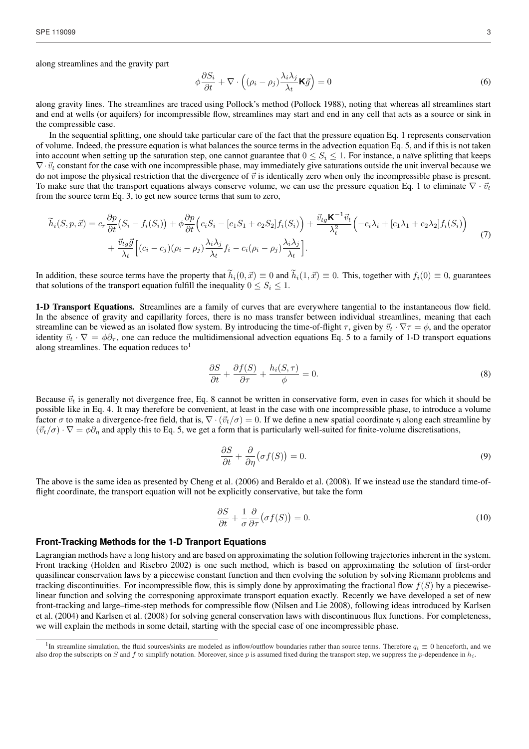along streamlines and the gravity part

$$\phi\frac{\partial S_i}{\partial t} + \nabla\cdot\Big((\rho_i-\rho_j)\frac{\lambda_i\lambda_j}{\lambda_t}\mathbf{K}\vec{g}\Big) = 0 \tag{6}$$

along gravity lines. The streamlines are traced using Pollock's method (Pollock 1988), noting that whereas all streamlines start and end at wells (or aquifers) for incompressible flow, streamlines may start and end in any cell that acts as a source or sink in the compressible case.

In the sequential splitting, one should take particular care of the fact that the pressure equation Eq. 1 represents conservation of volume. Indeed, the pressure equation is what balances the source terms in the advection equation Eq. 5, and if this is not taken into account when setting up the saturation step, one cannot guarantee that $0 \le S_i \le 1$. For instance, a naïve splitting that keeps $\nabla\cdot\vec{v}_t$ constant for the case with one incompressible phase, may immediately give saturations outside the unit inverval because we do not impose the physical restriction that the divergence of $\vec{v}$ is identically zero when only the incompressible phase is present. To make sure that the transport equations always conserve volume, we can use the pressure equation Eq. 1 to eliminate $\nabla\cdot\vec{v}_t$ from the source term Eq. 3, to get new source terms that sum to zero,

$$\begin{aligned}\widetilde{h}_i(S,p,\vec{x}) = c_r\frac{\partial p}{\partial t}\big(S_i - f_i(S_i)\big) + \phi\frac{\partial p}{\partial t}\Big(c_iS_i - [c_1S_1 + c_2S_2]f_i(S_i)\Big) + \frac{\vec{v}_{tg}\mathbf{K}^{-1}\vec{v}_t}{\lambda_t^2}\Big(-c_i\lambda_i + [c_1\lambda_1 + c_2\lambda_2]f_i(S_i)\Big)\\ + \frac{\vec{v}_{tg}\vec{g}}{\lambda_t}\Big[(c_i-c_j)(\rho_i-\rho_j)\frac{\lambda_i\lambda_j}{\lambda_t}f_i - c_i(\rho_i-\rho_j)\frac{\lambda_i\lambda_j}{\lambda_t}\Big].\end{aligned} \tag{7}$$

In addition, these source terms have the property that $\widetilde{h}_i(0,\vec{x}) \equiv 0$ and $\widetilde{h}_i(1,\vec{x}) \equiv 0$. This, together with $f_i(0) \equiv 0$, guarantees that solutions of the transport equation fulfill the inequality $0 \le S_i \le 1$.

**1-D Transport Equations.** Streamlines are a family of curves that are everywhere tangential to the instantaneous flow field. In the absence of gravity and capillarity forces, there is no mass transfer between individual streamlines, meaning that each streamline can be viewed as an isolated flow system. By introducing the time-of-flight $\tau$, given by $\vec{v}_t\cdot\nabla\tau = \phi$, and the operator identity $\vec{v}_t\cdot\nabla = \phi\partial_\tau$, one can reduce the multidimensional advection equations Eq. 5 to a family of 1-D transport equations along streamlines. The equation reduces to[1]

$$\frac{\partial S}{\partial t} + \frac{\partial f(S)}{\partial \tau} + \frac{h_i(S,\tau)}{\phi} = 0. \tag{8}$$

Because $\vec{v}_t$ is generally not divergence free, Eq. 8 cannot be written in conservative form, even in cases for which it should be possible like in Eq. 4. It may therefore be convenient, at least in the case with one incompressible phase, to introduce a volume factor $\sigma$ to make a divergence-free field, that is, $\nabla\cdot(\vec{v}_t/\sigma) = 0$. If we define a new spatial coordinate $\eta$ along each streamline by $(\vec{v}_t/\sigma)\cdot\nabla = \phi\partial_\eta$ and apply this to Eq. 5, we get a form that is particularly well-suited for finite-volume discretisations,

$$\frac{\partial S}{\partial t} + \frac{\partial}{\partial \eta}\big(\sigma f(S)\big) = 0. \tag{9}$$

The above is the same idea as presented by Cheng et al. (2006) and Beraldo et al. (2008). If we instead use the standard time-of-flight coordinate, the transport equation will not be explicitly conservative, but take the form

$$\frac{\partial S}{\partial t} + \frac{1}{\sigma}\frac{\partial}{\partial \tau}\big(\sigma f(S)\big) = 0. \tag{10}$$

### Front-Tracking Methods for the 1-D Tranport Equations

Lagrangian methods have a long history and are based on approximating the solution following trajectories inherent in the system. Front tracking (Holden and Risebro 2002) is one such method, which is based on approximating the solution of first-order quasilinear conservation laws by a piecewise constant function and then evolving the solution by solving Riemann problems and tracking discontinuities. For incompressible flow, this is simply done by approximating the fractional flow $f(S)$ by a piecewise-linear function and solving the corresponing approximate transport equation exactly. Recently we have developed a set of new front-tracking and large–time-step methods for compressible flow (Nilsen and Lie 2008), following ideas introduced by Karlsen et al. (2004) and Karlsen et al. (2008) for solving general conservation laws with discontinuous flux functions. For completeness, we will explain the methods in some detail, starting with the special case of one incompressible phase.

[1] In streamline simulation, the fluid sources/sinks are modeled as inflow/outflow boundaries rather than source terms. Therefore $q_i \equiv 0$ henceforth, and we also drop the subscripts on $S$ and $f$ to simplify notation. Moreover, since $p$ is assumed fixed during the transport step, we suppress the $p$-dependence in $h_i$.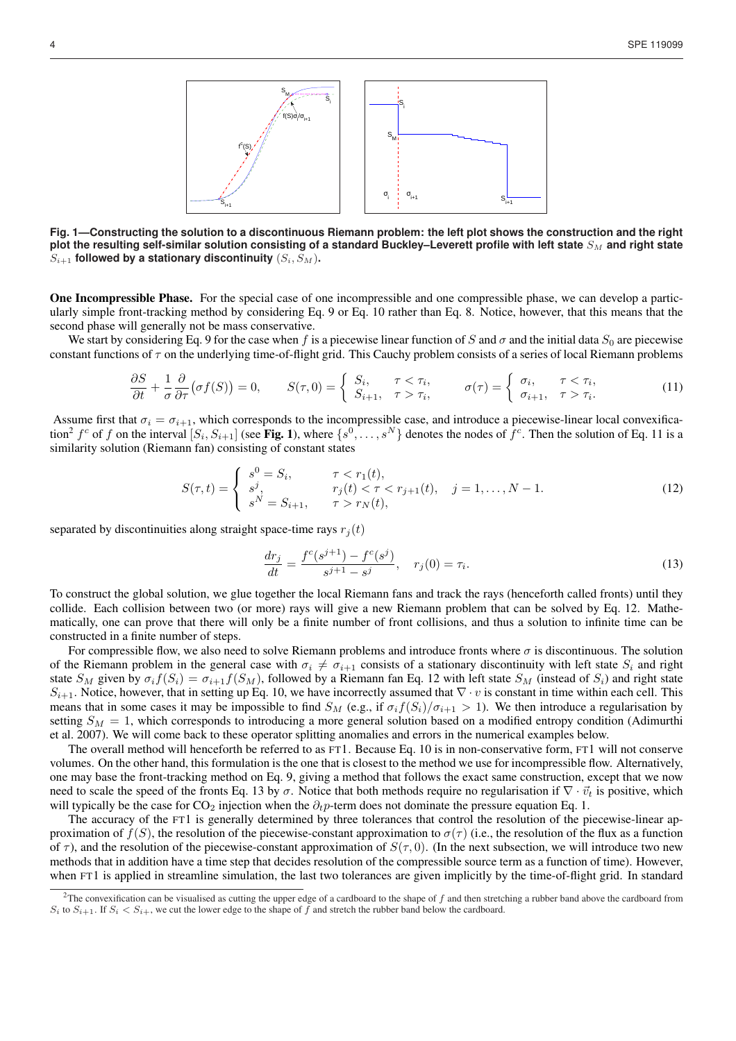**Fig. 1—Constructing the solution to a discontinuous Riemann problem: the left plot shows the construction and the right plot the resulting self-similar solution consisting of a standard Buckley–Leverett profile with left state $S_M$ and right state $S_{i+1}$ followed by a stationary discontinuity $(S_i, S_M)$.**

**One Incompressible Phase.** For the special case of one incompressible and one compressible phase, we can develop a particularly simple front-tracking method by considering Eq. 9 or Eq. 10 rather than Eq. 8. Notice, however, that this means that the second phase will generally not be mass conservative.

We start by considering Eq. 9 for the case when $f$ is a piecewise linear function of $S$ and $\sigma$ and the initial data $S_0$ are piecewise constant functions of $\tau$ on the underlying time-of-flight grid. This Cauchy problem consists of a series of local Riemann problems

$$\frac{\partial S}{\partial t} + \frac{1}{\sigma}\frac{\partial}{\partial \tau}\big(\sigma f(S)\big) = 0, \qquad S(\tau,0) = \begin{cases} S_i, & \tau < \tau_i, \\ S_{i+1}, & \tau > \tau_i, \end{cases} \qquad \sigma(\tau) = \begin{cases} \sigma_i, & \tau < \tau_i, \\ \sigma_{i+1}, & \tau > \tau_i. \end{cases} \tag{11}$$

Assume first that $\sigma_i = \sigma_{i+1}$, which corresponds to the incompressible case, and introduce a piecewise-linear local convexification[2] $f^c$ of $f$ on the interval $[S_i, S_{i+1}]$ (see **Fig. 1**), where $\{s^0, \ldots, s^N\}$ denotes the nodes of $f^c$. Then the solution of Eq. 11 is a similarity solution (Riemann fan) consisting of constant states

$$S(\tau,t) = \begin{cases} s^0 = S_i, & \tau < r_1(t), \\ s^j, & r_j(t) < \tau < r_{j+1}(t), \quad j = 1, \ldots, N-1. \\ s^N = S_{i+1}, & \tau > r_N(t), \end{cases} \tag{12}$$

separated by discontinuities along straight space-time rays $r_j(t)$

$$\frac{dr_j}{dt} = \frac{f^c(s^{j+1}) - f^c(s^j)}{s^{j+1} - s^j}, \quad r_j(0) = \tau_i. \tag{13}$$

To construct the global solution, we glue together the local Riemann fans and track the rays (henceforth called fronts) until they collide. Each collision between two (or more) rays will give a new Riemann problem that can be solved by Eq. 12. Mathematically, one can prove that there will only be a finite number of front collisions, and thus a solution to infinite time can be constructed in a finite number of steps.

For compressible flow, we also need to solve Riemann problems and introduce fronts where $\sigma$ is discontinuous. The solution of the Riemann problem in the general case with $\sigma_i \neq \sigma_{i+1}$ consists of a stationary discontinuity with left state $S_i$ and right state $S_M$ given by $\sigma_i f(S_i) = \sigma_{i+1} f(S_M)$, followed by a Riemann fan Eq. 12 with left state $S_M$ (instead of $S_i$) and right state $S_{i+1}$. Notice, however, that in setting up Eq. 10, we have incorrectly assumed that $\nabla \cdot v$ is constant in time within each cell. This means that in some cases it may be impossible to find $S_M$ (e.g., if $\sigma_i f(S_i)/\sigma_{i+1} > 1$). We then introduce a regularisation by setting $S_M = 1$, which corresponds to introducing a more general solution based on a modified entropy condition (Adimurthi et al. 2007). We will come back to these operator splitting anomalies and errors in the numerical examples below.

The overall method will henceforth be referred to as FT1. Because Eq. 10 is in non-conservative form, FT1 will not conserve volumes. On the other hand, this formulation is the one that is closest to the method we use for incompressible flow. Alternatively, one may base the front-tracking method on Eq. 9, giving a method that follows the exact same construction, except that we now need to scale the speed of the fronts Eq. 13 by $\sigma$. Notice that both methods require no regularisation if $\nabla \cdot \vec{v}_t$ is positive, which will typically be the case for $CO_2$ injection when the $\partial_t p$-term does not dominate the pressure equation Eq. 1.

The accuracy of the FT1 is generally determined by three tolerances that control the resolution of the piecewise-linear approximation of $f(S)$, the resolution of the piecewise-constant approximation to $\sigma(\tau)$ (i.e., the resolution of the flux as a function of $\tau$), and the resolution of the piecewise-constant approximation of $S(\tau, 0)$. (In the next subsection, we will introduce two new methods that in addition have a time step that decides resolution of the compressible source term as a function of time). However, when FT1 is applied in streamline simulation, the last two tolerances are given implicitly by the time-of-flight grid. In standard

---

[2] The convexification can be visualised as cutting the upper edge of a cardboard to the shape of $f$ and then stretching a rubber band above the cardboard from $S_i$ to $S_{i+1}$. If $S_i < S_{i+}$, we cut the lower edge to the shape of $f$ and stretch the rubber band below the cardboard.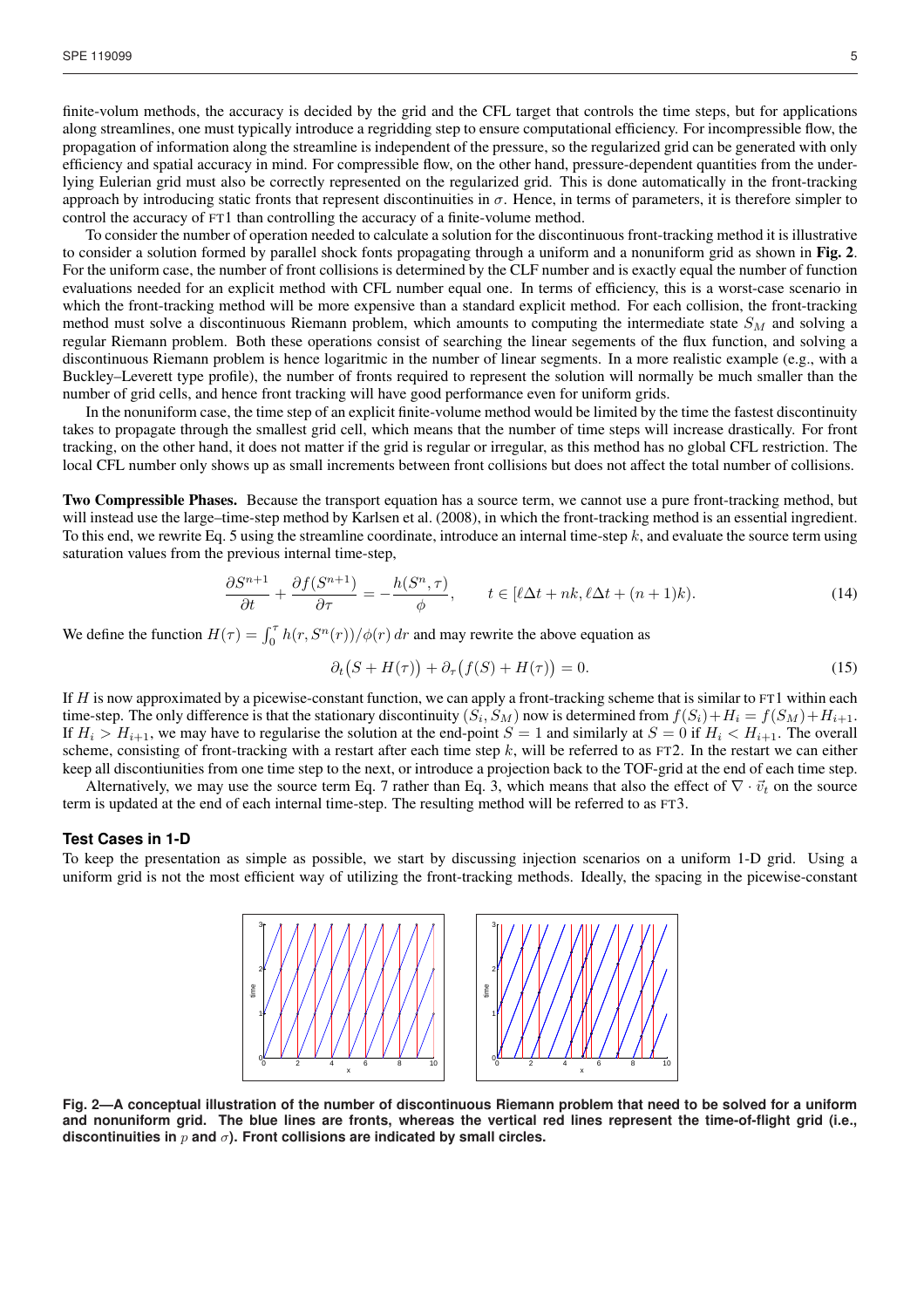finite-volum methods, the accuracy is decided by the grid and the CFL target that controls the time steps, but for applications along streamlines, one must typically introduce a regridding step to ensure computational efficiency. For incompressible flow, the propagation of information along the streamline is independent of the pressure, so the regularized grid can be generated with only efficiency and spatial accuracy in mind. For compressible flow, on the other hand, pressure-dependent quantities from the underlying Eulerian grid must also be correctly represented on the regularized grid. This is done automatically in the front-tracking approach by introducing static fronts that represent discontinuities in $\sigma$. Hence, in terms of parameters, it is therefore simpler to control the accuracy of FT1 than controlling the accuracy of a finite-volume method.

To consider the number of operation needed to calculate a solution for the discontinuous front-tracking method it is illustrative to consider a solution formed by parallel shock fonts propagating through a uniform and a nonuniform grid as shown in **Fig. 2**. For the uniform case, the number of front collisions is determined by the CLF number and is exactly equal the number of function evaluations needed for an explicit method with CFL number equal one. In terms of efficiency, this is a worst-case scenario in which the front-tracking method will be more expensive than a standard explicit method. For each collision, the front-tracking method must solve a discontinuous Riemann problem, which amounts to computing the intermediate state $S_M$ and solving a regular Riemann problem. Both these operations consist of searching the linear segements of the flux function, and solving a discontinuous Riemann problem is hence logaritmic in the number of linear segments. In a more realistic example (e.g., with a Buckley–Leverett type profile), the number of fronts required to represent the solution will normally be much smaller than the number of grid cells, and hence front tracking will have good performance even for uniform grids.

In the nonuniform case, the time step of an explicit finite-volume method would be limited by the time the fastest discontinuity takes to propagate through the smallest grid cell, which means that the number of time steps will increase drastically. For front tracking, on the other hand, it does not matter if the grid is regular or irregular, as this method has no global CFL restriction. The local CFL number only shows up as small increments between front collisions but does not affect the total number of collisions.

**Two Compressible Phases.** Because the transport equation has a source term, we cannot use a pure front-tracking method, but will instead use the large–time-step method by Karlsen et al. (2008), in which the front-tracking method is an essential ingredient. To this end, we rewrite Eq. 5 using the streamline coordinate, introduce an internal time-step $k$, and evaluate the source term using saturation values from the previous internal time-step,

$$\frac{\partial S^{n+1}}{\partial t} + \frac{\partial f(S^{n+1})}{\partial \tau} = -\frac{h(S^n, \tau)}{\phi}, \qquad t \in [\ell\Delta t + nk, \ell\Delta t + (n+1)k). \tag{14}$$

We define the function $H(\tau) = \int_0^\tau h(r, S^n(r))/\phi(r)\, dr$ and may rewrite the above equation as

$$\partial_t\big(S + H(\tau)\big) + \partial_\tau\big(f(S) + H(\tau)\big) = 0. \tag{15}$$

If $H$ is now approximated by a picewise-constant function, we can apply a front-tracking scheme that is similar to FT1 within each time-step. The only difference is that the stationary discontinuity $(S_i, S_M)$ now is determined from $f(S_i)+H_i = f(S_M)+H_{i+1}$. If $H_i > H_{i+1}$, we may have to regularise the solution at the end-point $S = 1$ and similarly at $S = 0$ if $H_i < H_{i+1}$. The overall scheme, consisting of front-tracking with a restart after each time step $k$, will be referred to as FT2. In the restart we can either keep all discontiunities from one time step to the next, or introduce a projection back to the TOF-grid at the end of each time step.

Alternatively, we may use the source term Eq. 7 rather than Eq. 3, which means that also the effect of $\nabla \cdot \vec{v}_t$ on the source term is updated at the end of each internal time-step. The resulting method will be referred to as FT3.

### Test Cases in 1-D

To keep the presentation as simple as possible, we start by discussing injection scenarios on a uniform 1-D grid. Using a uniform grid is not the most efficient way of utilizing the front-tracking methods. Ideally, the spacing in the picewise-constant

**Fig. 2—A conceptual illustration of the number of discontinuous Riemann problem that need to be solved for a uniform and nonuniform grid. The blue lines are fronts, whereas the vertical red lines represent the time-of-flight grid (i.e., discontinuities in $p$ and $\sigma$). Front collisions are indicated by small circles.**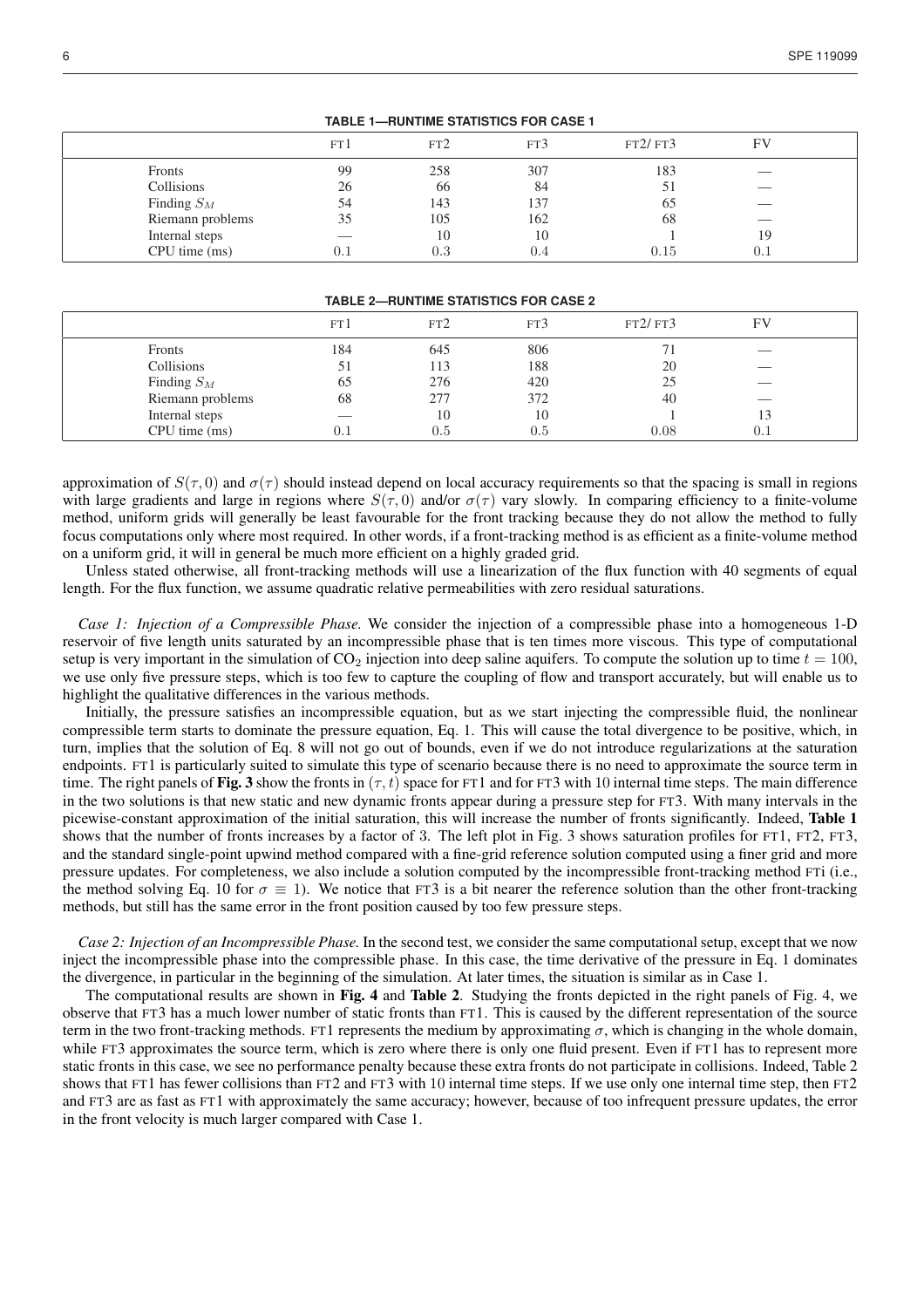**TABLE 1—RUNTIME STATISTICS FOR CASE 1**

| | FT1 | FT2 | FT3 | FT2/ FT3 | FV |
|---|---|---|---|---|---|
| Fronts | 99 | 258 | 307 | 183 | — |
| Collisions | 26 | 66 | 84 | 51 | — |
| Finding $S_M$ | 54 | 143 | 137 | 65 | — |
| Riemann problems | 35 | 105 | 162 | 68 | — |
| Internal steps | — | 10 | 10 | 1 | 19 |
| CPU time (ms) | 0.1 | 0.3 | 0.4 | 0.15 | 0.1 |

**TABLE 2—RUNTIME STATISTICS FOR CASE 2**

| | FT1 | FT2 | FT3 | FT2/ FT3 | FV |
|---|---|---|---|---|---|
| Fronts | 184 | 645 | 806 | 71 | — |
| Collisions | 51 | 113 | 188 | 20 | — |
| Finding $S_M$ | 65 | 276 | 420 | 25 | — |
| Riemann problems | 68 | 277 | 372 | 40 | — |
| Internal steps | — | 10 | 10 | 1 | 13 |
| CPU time (ms) | 0.1 | 0.5 | 0.5 | 0.08 | 0.1 |

approximation of $S(\tau, 0)$ and $\sigma(\tau)$ should instead depend on local accuracy requirements so that the spacing is small in regions with large gradients and large in regions where $S(\tau, 0)$ and/or $\sigma(\tau)$ vary slowly. In comparing efficiency to a finite-volume method, uniform grids will generally be least favourable for the front tracking because they do not allow the method to fully focus computations only where most required. In other words, if a front-tracking method is as efficient as a finite-volume method on a uniform grid, it will in general be much more efficient on a highly graded grid.

Unless stated otherwise, all front-tracking methods will use a linearization of the flux function with 40 segments of equal length. For the flux function, we assume quadratic relative permeabilities with zero residual saturations.

*Case 1: Injection of a Compressible Phase.* We consider the injection of a compressible phase into a homogeneous 1-D reservoir of five length units saturated by an incompressible phase that is ten times more viscous. This type of computational setup is very important in the simulation of $CO_2$ injection into deep saline aquifers. To compute the solution up to time $t = 100$, we use only five pressure steps, which is too few to capture the coupling of flow and transport accurately, but will enable us to highlight the qualitative differences in the various methods.

Initially, the pressure satisfies an incompressible equation, but as we start injecting the compressible fluid, the nonlinear compressible term starts to dominate the pressure equation, Eq. 1. This will cause the total divergence to be positive, which, in turn, implies that the solution of Eq. 8 will not go out of bounds, even if we do not introduce regularizations at the saturation endpoints. FT1 is particularly suited to simulate this type of scenario because there is no need to approximate the source term in time. The right panels of **Fig. 3** show the fronts in $(\tau, t)$ space for FT1 and for FT3 with 10 internal time steps. The main difference in the two solutions is that new static and new dynamic fronts appear during a pressure step for FT3. With many intervals in the picewise-constant approximation of the initial saturation, this will increase the number of fronts significantly. Indeed, **Table 1** shows that the number of fronts increases by a factor of 3. The left plot in Fig. 3 shows saturation profiles for FT1, FT2, FT3, and the standard single-point upwind method compared with a fine-grid reference solution computed using a finer grid and more pressure updates. For completeness, we also include a solution computed by the incompressible front-tracking method FTi (i.e., the method solving Eq. 10 for $\sigma \equiv 1$). We notice that FT3 is a bit nearer the reference solution than the other front-tracking methods, but still has the same error in the front position caused by too few pressure steps.

*Case 2: Injection of an Incompressible Phase.* In the second test, we consider the same computational setup, except that we now inject the incompressible phase into the compressible phase. In this case, the time derivative of the pressure in Eq. 1 dominates the divergence, in particular in the beginning of the simulation. At later times, the situation is similar as in Case 1.

The computational results are shown in **Fig. 4** and **Table 2**. Studying the fronts depicted in the right panels of Fig. 4, we observe that FT3 has a much lower number of static fronts than FT1. This is caused by the different representation of the source term in the two front-tracking methods. FT1 represents the medium by approximating $\sigma$, which is changing in the whole domain, while FT3 approximates the source term, which is zero where there is only one fluid present. Even if FT1 has to represent more static fronts in this case, we see no performance penalty because these extra fronts do not participate in collisions. Indeed, Table 2 shows that FT1 has fewer collisions than FT2 and FT3 with 10 internal time steps. If we use only one internal time step, then FT2 and FT3 are as fast as FT1 with approximately the same accuracy; however, because of too infrequent pressure updates, the error in the front velocity is much larger compared with Case 1.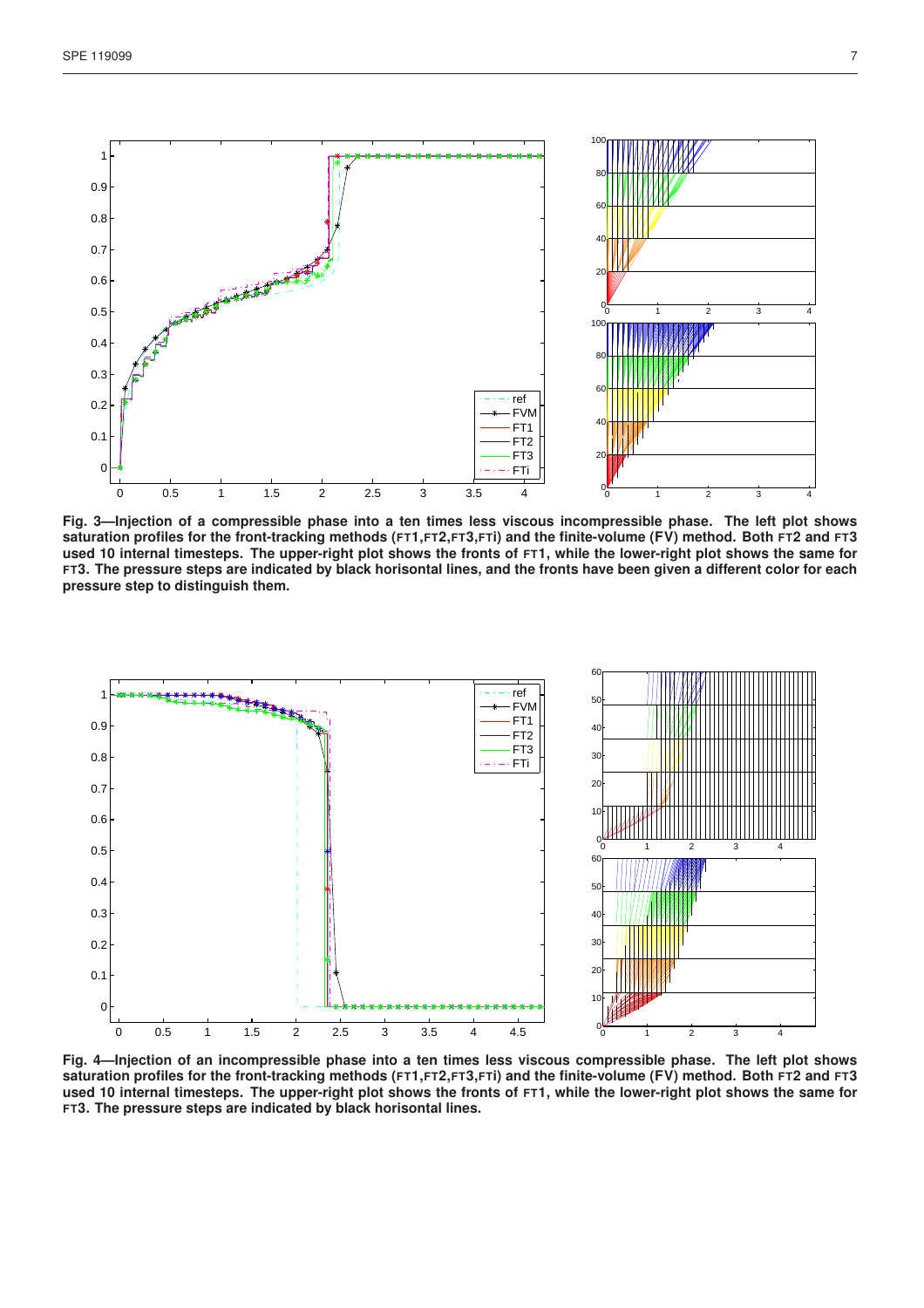**Fig. 3—Injection of a compressible phase into a ten times less viscous incompressible phase. The left plot shows saturation profiles for the front-tracking methods (FT1,FT2,FT3,FTi) and the finite-volume (FV) method. Both FT2 and FT3 used 10 internal timesteps. The upper-right plot shows the fronts of FT1, while the lower-right plot shows the same for FT3. The pressure steps are indicated by black horisontal lines, and the fronts have been given a different color for each pressure step to distinguish them.**

**Fig. 4—Injection of an incompressible phase into a ten times less viscous compressible phase. The left plot shows saturation profiles for the front-tracking methods (FT1,FT2,FT3,FTi) and the finite-volume (FV) method. Both FT2 and FT3 used 10 internal timesteps. The upper-right plot shows the fronts of FT1, while the lower-right plot shows the same for FT3. The pressure steps are indicated by black horisontal lines.**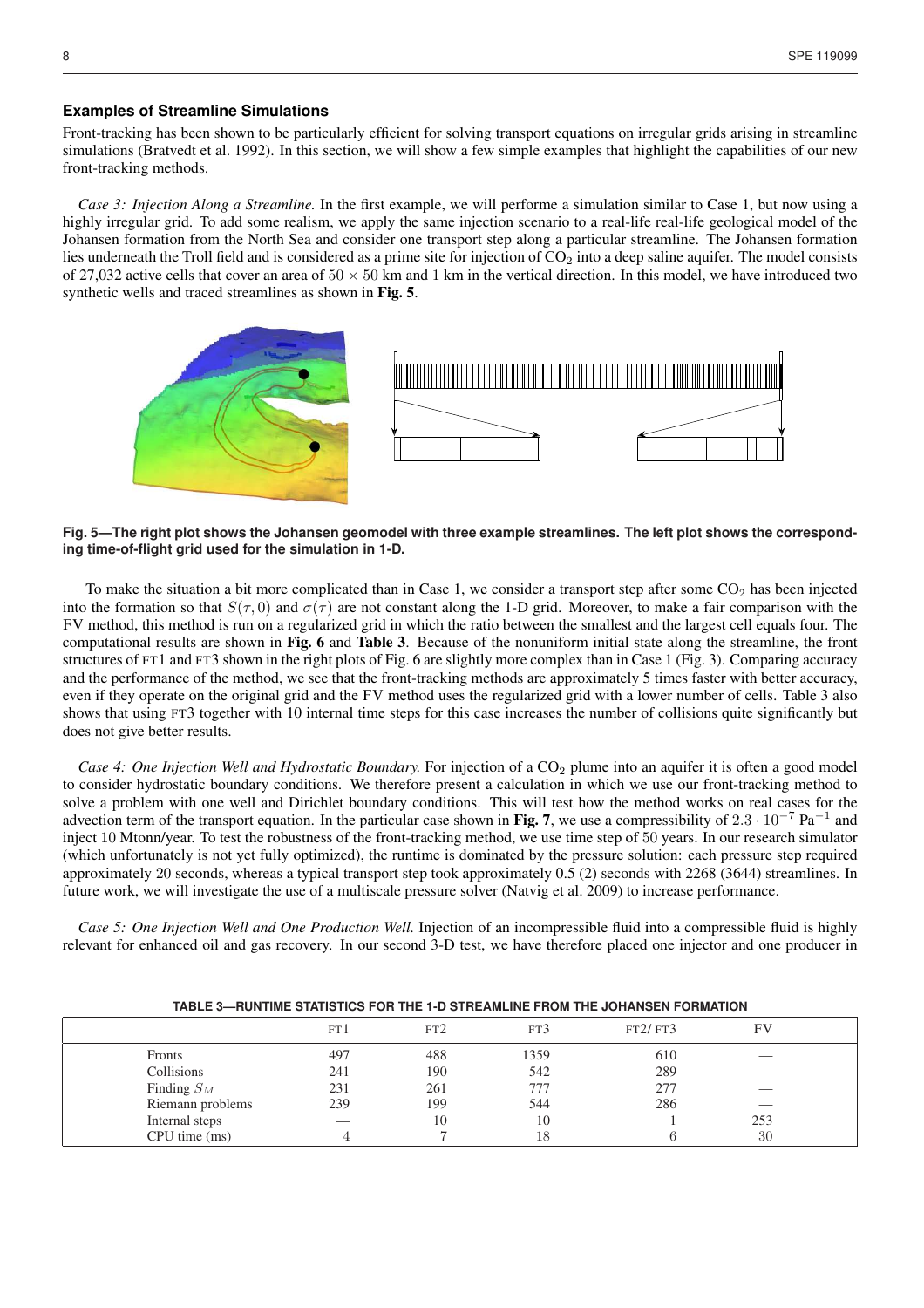### Examples of Streamline Simulations

Front-tracking has been shown to be particularly efficient for solving transport equations on irregular grids arising in streamline simulations (Bratvedt et al. 1992). In this section, we will show a few simple examples that highlight the capabilities of our new front-tracking methods.

*Case 3: Injection Along a Streamline.* In the first example, we will performe a simulation similar to Case 1, but now using a highly irregular grid. To add some realism, we apply the same injection scenario to a real-life real-life geological model of the Johansen formation from the North Sea and consider one transport step along a particular streamline. The Johansen formation lies underneath the Troll field and is considered as a prime site for injection of $CO_2$ into a deep saline aquifer. The model consists of 27,032 active cells that cover an area of $50 \times 50$ km and 1 km in the vertical direction. In this model, we have introduced two synthetic wells and traced streamlines as shown in **Fig. 5**.

**Fig. 5—The right plot shows the Johansen geomodel with three example streamlines. The left plot shows the corresponding time-of-flight grid used for the simulation in 1-D.**

To make the situation a bit more complicated than in Case 1, we consider a transport step after some $CO_2$ has been injected into the formation so that $S(\tau, 0)$ and $\sigma(\tau)$ are not constant along the 1-D grid. Moreover, to make a fair comparison with the FV method, this method is run on a regularized grid in which the ratio between the smallest and the largest cell equals four. The computational results are shown in **Fig. 6** and **Table 3**. Because of the nonuniform initial state along the streamline, the front structures of FT1 and FT3 shown in the right plots of Fig. 6 are slightly more complex than in Case 1 (Fig. 3). Comparing accuracy and the performance of the method, we see that the front-tracking methods are approximately 5 times faster with better accuracy, even if they operate on the original grid and the FV method uses the regularized grid with a lower number of cells. Table 3 also shows that using FT3 together with 10 internal time steps for this case increases the number of collisions quite significantly but does not give better results.

*Case 4: One Injection Well and Hydrostatic Boundary.* For injection of a $CO_2$ plume into an aquifer it is often a good model to consider hydrostatic boundary conditions. We therefore present a calculation in which we use our front-tracking method to solve a problem with one well and Dirichlet boundary conditions. This will test how the method works on real cases for the advection term of the transport equation. In the particular case shown in **Fig. 7**, we use a compressibility of $2.3 \cdot 10^{-7}$ Pa$^{-1}$ and inject 10 Mtonn/year. To test the robustness of the front-tracking method, we use time step of 50 years. In our research simulator (which unfortunately is not yet fully optimized), the runtime is dominated by the pressure solution: each pressure step required approximately 20 seconds, whereas a typical transport step took approximately 0.5 (2) seconds with 2268 (3644) streamlines. In future work, we will investigate the use of a multiscale pressure solver (Natvig et al. 2009) to increase performance.

*Case 5: One Injection Well and One Production Well.* Injection of an incompressible fluid into a compressible fluid is highly relevant for enhanced oil and gas recovery. In our second 3-D test, we have therefore placed one injector and one producer in

**TABLE 3—RUNTIME STATISTICS FOR THE 1-D STREAMLINE FROM THE JOHANSEN FORMATION**

| | FT1 | FT2 | FT3 | FT2/FT3 | FV |
|---|---|---|---|---|---|
| Fronts | 497 | 488 | 1359 | 610 | — |
| Collisions | 241 | 190 | 542 | 289 | — |
| Finding $S_M$ | 231 | 261 | 777 | 277 | — |
| Riemann problems | 239 | 199 | 544 | 286 | — |
| Internal steps | — | 10 | 10 | 1 | 253 |
| CPU time (ms) | 4 | 7 | 18 | 6 | 30 |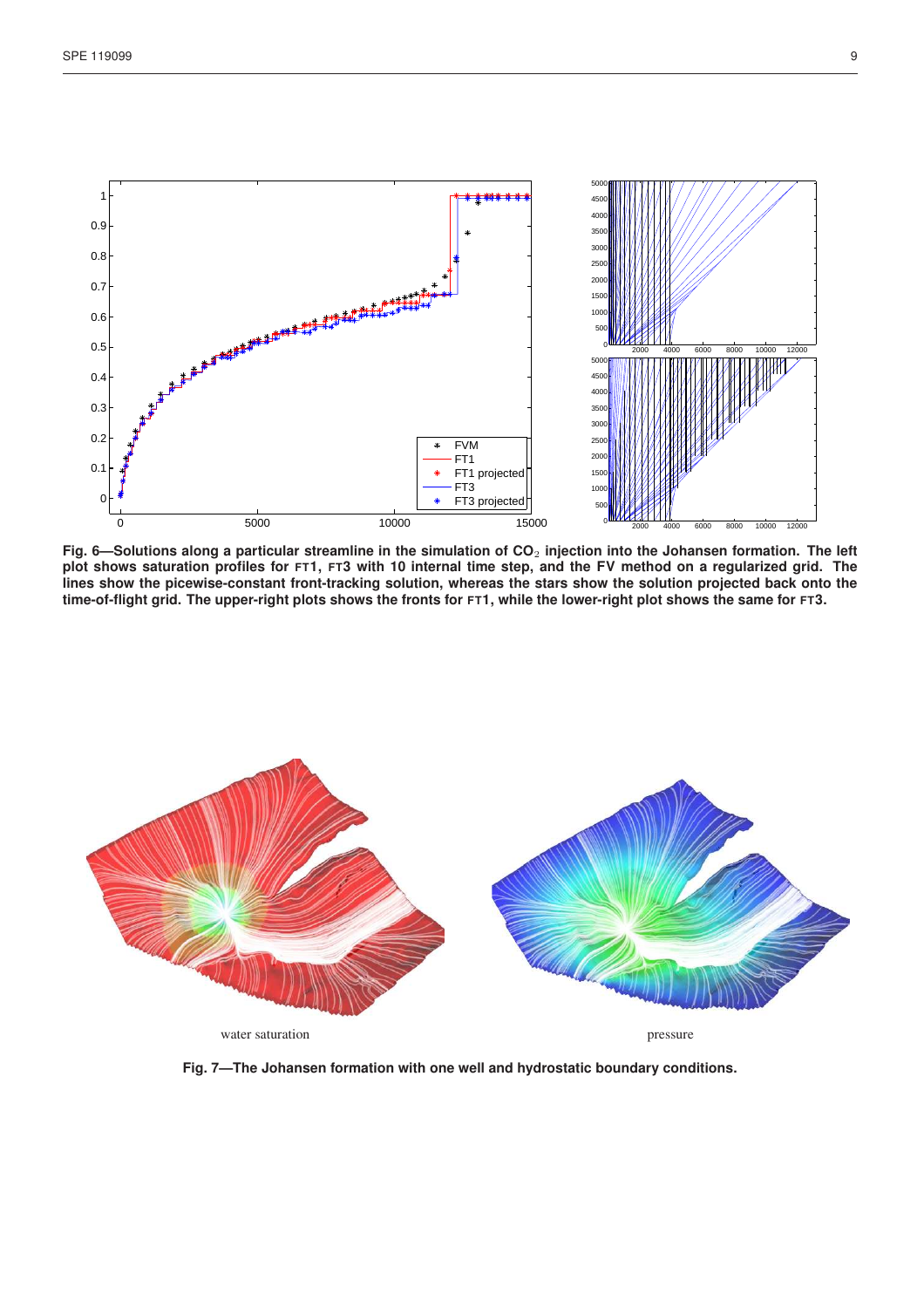**Fig. 6—Solutions along a particular streamline in the simulation of $CO_2$ injection into the Johansen formation. The left plot shows saturation profiles for FT1, FT3 with 10 internal time step, and the FV method on a regularized grid. The lines show the picewise-constant front-tracking solution, whereas the stars show the solution projected back onto the time-of-flight grid. The upper-right plots shows the fronts for FT1, while the lower-right plot shows the same for FT3.**

water saturation

pressure

**Fig. 7—The Johansen formation with one well and hydrostatic boundary conditions.**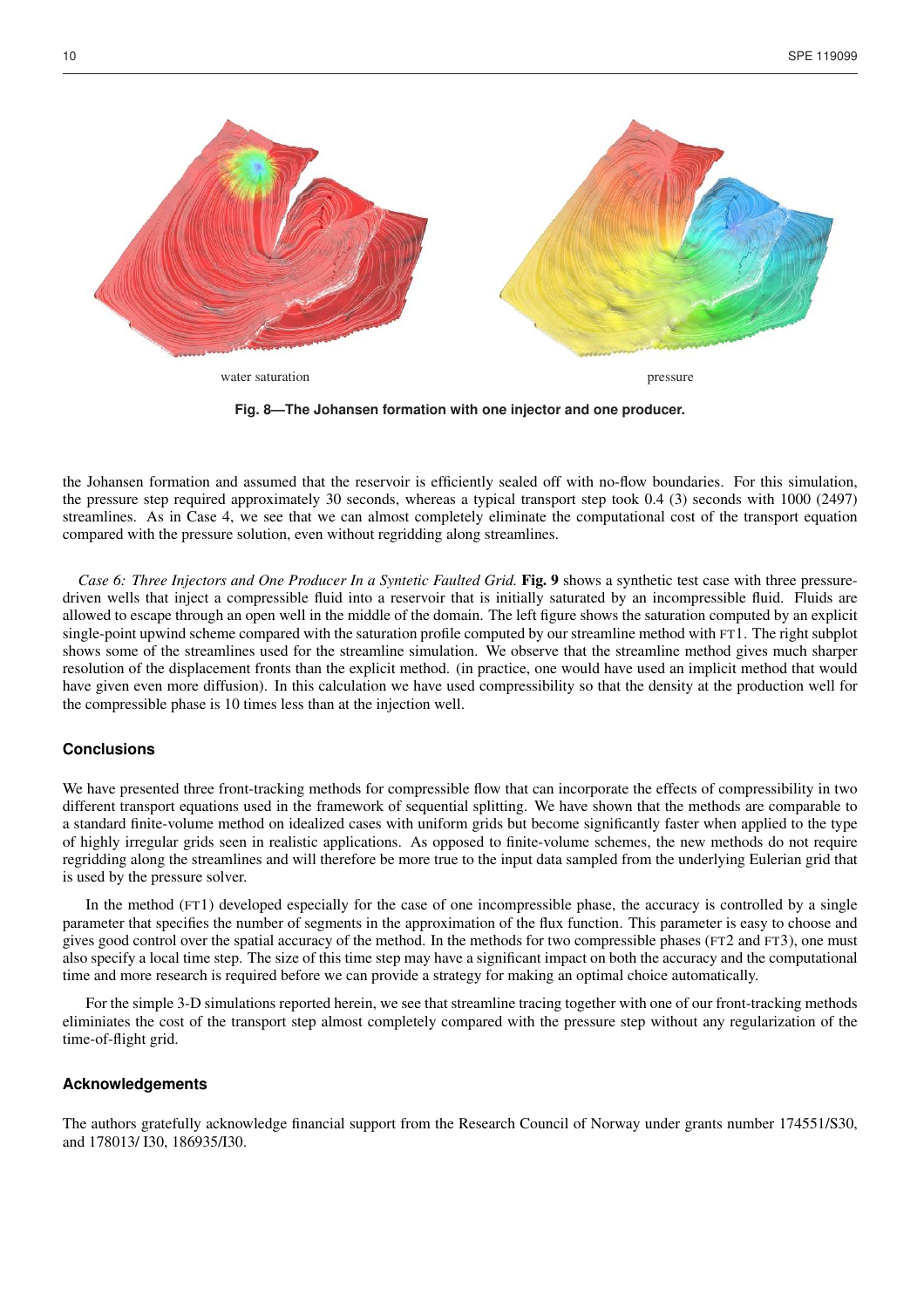water saturation

pressure

**Fig. 8—The Johansen formation with one injector and one producer.**

the Johansen formation and assumed that the reservoir is efficiently sealed off with no-flow boundaries. For this simulation, the pressure step required approximately 30 seconds, whereas a typical transport step took 0.4 (3) seconds with 1000 (2497) streamlines. As in Case 4, we see that we can almost completely eliminate the computational cost of the transport equation compared with the pressure solution, even without regridding along streamlines.

*Case 6: Three Injectors and One Producer In a Syntetic Faulted Grid.* **Fig. 9** shows a synthetic test case with three pressure-driven wells that inject a compressible fluid into a reservoir that is initially saturated by an incompressible fluid. Fluids are allowed to escape through an open well in the middle of the domain. The left figure shows the saturation computed by an explicit single-point upwind scheme compared with the saturation profile computed by our streamline method with FT1. The right subplot shows some of the streamlines used for the streamline simulation. We observe that the streamline method gives much sharper resolution of the displacement fronts than the explicit method. (in practice, one would have used an implicit method that would have given even more diffusion). In this calculation we have used compressibility so that the density at the production well for the compressible phase is 10 times less than at the injection well.

## Conclusions

We have presented three front-tracking methods for compressible flow that can incorporate the effects of compressibility in two different transport equations used in the framework of sequential splitting. We have shown that the methods are comparable to a standard finite-volume method on idealized cases with uniform grids but become significantly faster when applied to the type of highly irregular grids seen in realistic applications. As opposed to finite-volume schemes, the new methods do not require regridding along the streamlines and will therefore be more true to the input data sampled from the underlying Eulerian grid that is used by the pressure solver.

In the method (FT1) developed especially for the case of one incompressible phase, the accuracy is controlled by a single parameter that specifies the number of segments in the approximation of the flux function. This parameter is easy to choose and gives good control over the spatial accuracy of the method. In the methods for two compressible phases (FT2 and FT3), one must also specify a local time step. The size of this time step may have a significant impact on both the accuracy and the computational time and more research is required before we can provide a strategy for making an optimal choice automatically.

For the simple 3-D simulations reported herein, we see that streamline tracing together with one of our front-tracking methods eliminiates the cost of the transport step almost completely compared with the pressure step without any regularization of the time-of-flight grid.

## Acknowledgements

The authors gratefully acknowledge financial support from the Research Council of Norway under grants number 174551/S30, and 178013/ I30, 186935/I30.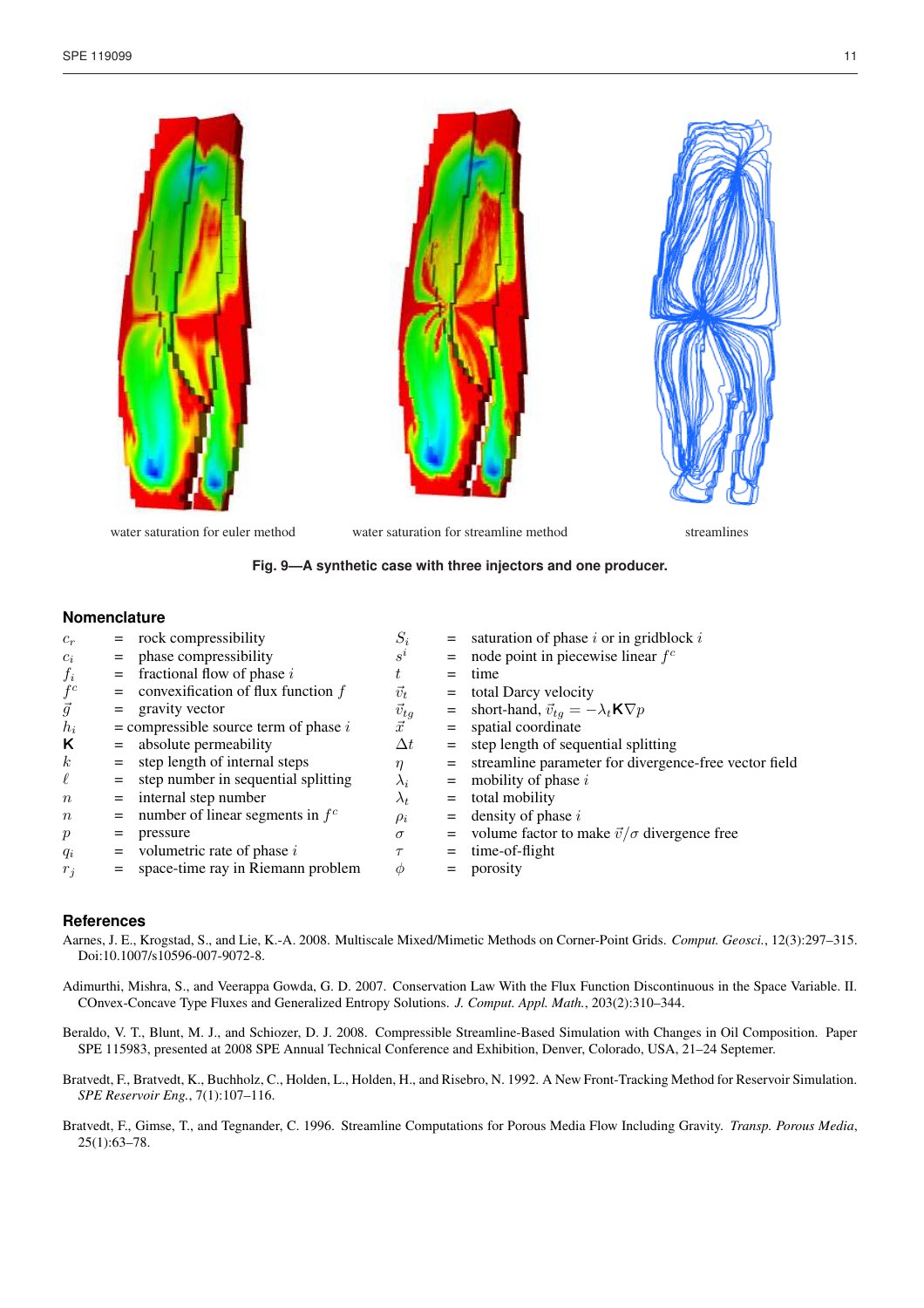water saturation for euler method

water saturation for streamline method

streamlines

**Fig. 9—A synthetic case with three injectors and one producer.**

## Nomenclature

| | | | | | |
|---|---|---|---|---|---|
| $c_r$ | = | rock compressibility | $S_i$ | = | saturation of phase $i$ or in gridblock $i$ |
| $c_i$ | = | phase compressibility | $s^i$ | = | node point in piecewise linear $f^c$ |
| $f_i$ | = | fractional flow of phase $i$ | $t$ | = | time |
| $f^c$ | = | convexification of flux function $f$ | $\vec{v}_t$ | = | total Darcy velocity |
| $\vec{g}$ | = | gravity vector | $\vec{v}_{tg}$ | = | short-hand, $\vec{v}_{tg} = -\lambda_t \mathbf{K}\nabla p$ |
| $h_i$ | = | compressible source term of phase $i$ | $\vec{x}$ | = | spatial coordinate |
| $\mathbf{K}$ | = | absolute permeability | $\Delta t$ | = | step length of sequential splitting |
| $k$ | = | step length of internal steps | $\eta$ | = | streamline parameter for divergence-free vector field |
| $\ell$ | = | step number in sequential splitting | $\lambda_i$ | = | mobility of phase $i$ |
| $n$ | = | internal step number | $\lambda_t$ | = | total mobility |
| $n$ | = | number of linear segments in $f^c$ | $\rho_i$ | = | density of phase $i$ |
| $p$ | = | pressure | $\sigma$ | = | volume factor to make $\vec{v}/\sigma$ divergence free |
| $q_i$ | = | volumetric rate of phase $i$ | $\tau$ | = | time-of-flight |
| $r_j$ | = | space-time ray in Riemann problem | $\phi$ | = | porosity |

## References

Aarnes, J. E., Krogstad, S., and Lie, K.-A. 2008. Multiscale Mixed/Mimetic Methods on Corner-Point Grids. *Comput. Geosci.*, 12(3):297–315. Doi:10.1007/s10596-007-9072-8.

Adimurthi, Mishra, S., and Veerappa Gowda, G. D. 2007. Conservation Law With the Flux Function Discontinuous in the Space Variable. II. COnvex-Concave Type Fluxes and Generalized Entropy Solutions. *J. Comput. Appl. Math.*, 203(2):310–344.

Beraldo, V. T., Blunt, M. J., and Schiozer, D. J. 2008. Compressible Streamline-Based Simulation with Changes in Oil Composition. Paper SPE 115983, presented at 2008 SPE Annual Technical Conference and Exhibition, Denver, Colorado, USA, 21–24 Septemer.

Bratvedt, F., Bratvedt, K., Buchholz, C., Holden, L., Holden, H., and Risebro, N. 1992. A New Front-Tracking Method for Reservoir Simulation. *SPE Reservoir Eng.*, 7(1):107–116.

Bratvedt, F., Gimse, T., and Tegnander, C. 1996. Streamline Computations for Porous Media Flow Including Gravity. *Transp. Porous Media*, 25(1):63–78.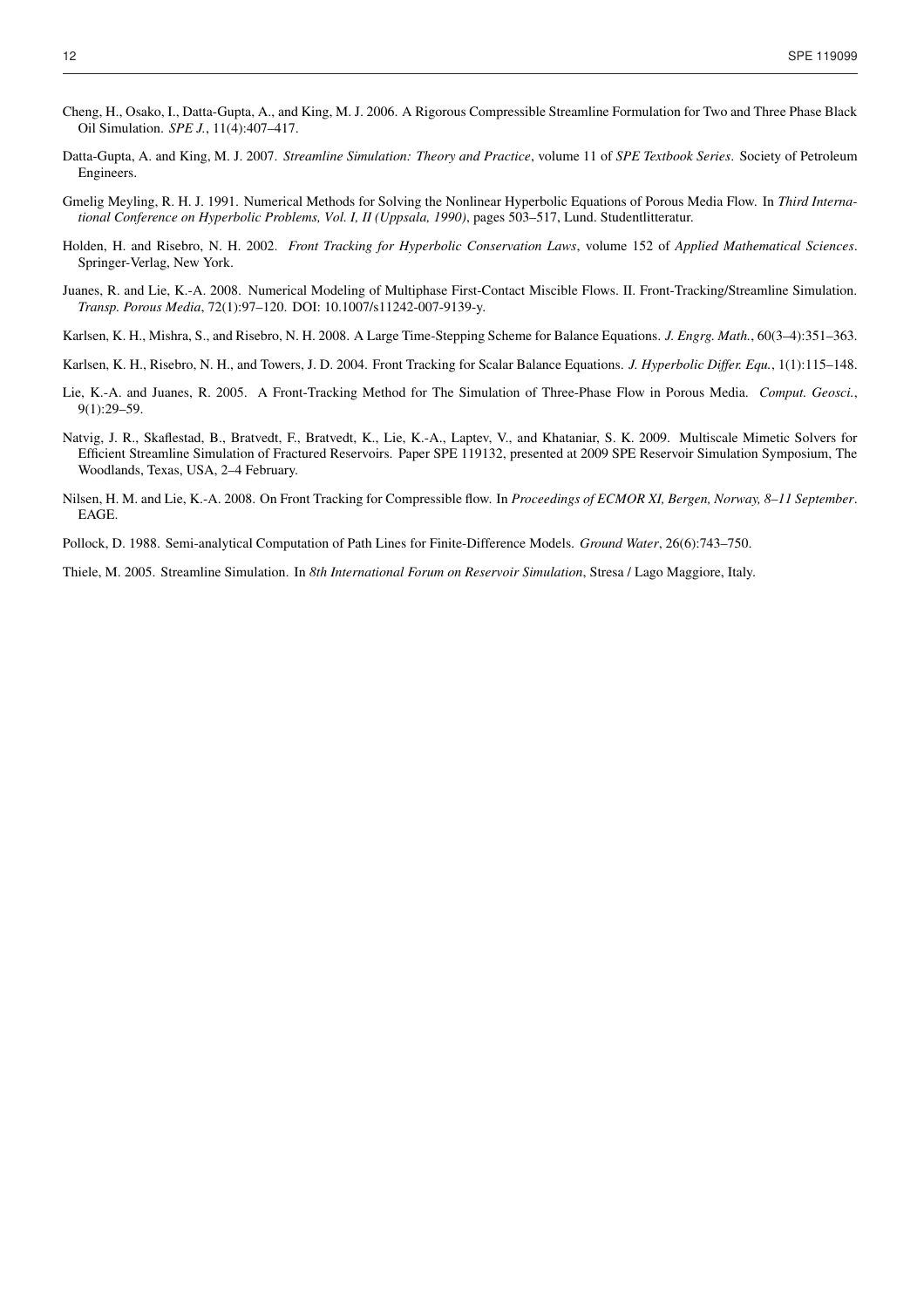Cheng, H., Osako, I., Datta-Gupta, A., and King, M. J. 2006. A Rigorous Compressible Streamline Formulation for Two and Three Phase Black Oil Simulation. *SPE J.*, 11(4):407–417.

Datta-Gupta, A. and King, M. J. 2007. *Streamline Simulation: Theory and Practice*, volume 11 of *SPE Textbook Series*. Society of Petroleum Engineers.

Gmelig Meyling, R. H. J. 1991. Numerical Methods for Solving the Nonlinear Hyperbolic Equations of Porous Media Flow. In *Third International Conference on Hyperbolic Problems, Vol. I, II (Uppsala, 1990)*, pages 503–517, Lund. Studentlitteratur.

Holden, H. and Risebro, N. H. 2002. *Front Tracking for Hyperbolic Conservation Laws*, volume 152 of *Applied Mathematical Sciences*. Springer-Verlag, New York.

Juanes, R. and Lie, K.-A. 2008. Numerical Modeling of Multiphase First-Contact Miscible Flows. II. Front-Tracking/Streamline Simulation. *Transp. Porous Media*, 72(1):97–120. DOI: 10.1007/s11242-007-9139-y.

Karlsen, K. H., Mishra, S., and Risebro, N. H. 2008. A Large Time-Stepping Scheme for Balance Equations. *J. Engrg. Math.*, 60(3–4):351–363.

Karlsen, K. H., Risebro, N. H., and Towers, J. D. 2004. Front Tracking for Scalar Balance Equations. *J. Hyperbolic Differ. Equ.*, 1(1):115–148.

Lie, K.-A. and Juanes, R. 2005. A Front-Tracking Method for The Simulation of Three-Phase Flow in Porous Media. *Comput. Geosci.*, 9(1):29–59.

Natvig, J. R., Skaflestad, B., Bratvedt, F., Bratvedt, K., Lie, K.-A., Laptev, V., and Khataniar, S. K. 2009. Multiscale Mimetic Solvers for Efficient Streamline Simulation of Fractured Reservoirs. Paper SPE 119132, presented at 2009 SPE Reservoir Simulation Symposium, The Woodlands, Texas, USA, 2–4 February.

Nilsen, H. M. and Lie, K.-A. 2008. On Front Tracking for Compressible flow. In *Proceedings of ECMOR XI, Bergen, Norway, 8–11 September*. EAGE.

Pollock, D. 1988. Semi-analytical Computation of Path Lines for Finite-Difference Models. *Ground Water*, 26(6):743–750.

Thiele, M. 2005. Streamline Simulation. In *8th International Forum on Reservoir Simulation*, Stresa / Lago Maggiore, Italy.